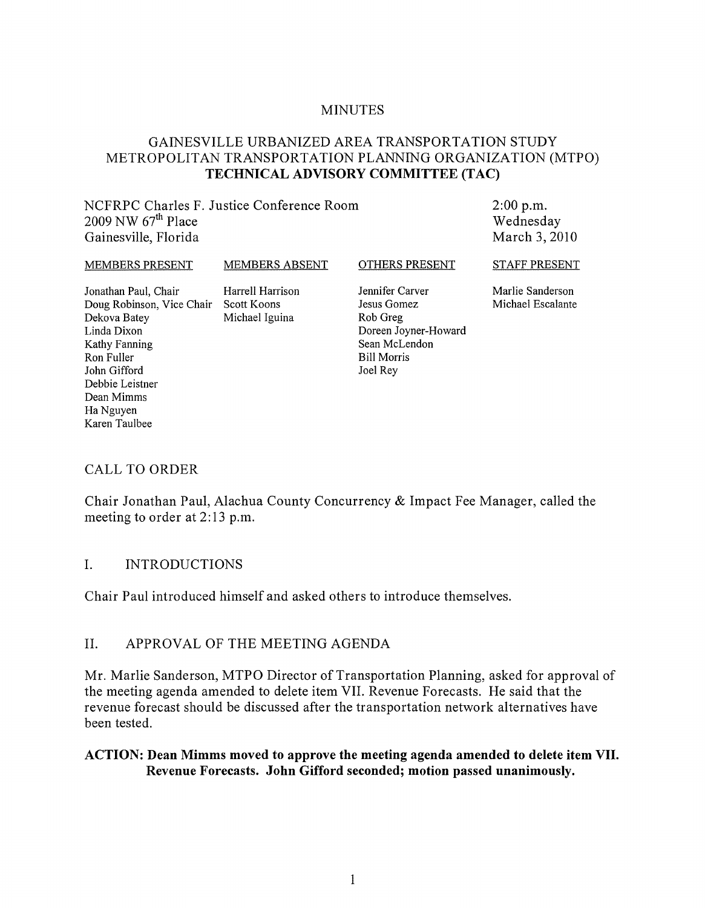# MINUTES

## GAINESVILLE URBANIZED AREA TRANSPORTATION STUDY METROPOLITAN TRANSPORTATION PLANNING ORGANIZATION (MTPO) TECHNICAL ADVISORY COMMITTEE (TAC)

NCFRPC Charles F. Justice Conference Room
2009 NW 67th Place
Gainesville, Florida

2:00 p.m.
Wednesday
March 3, 2010

| MEMBERS PRESENT | MEMBERS ABSENT | OTHERS PRESENT | STAFF PRESENT |
|---|---|---|---|
| Jonathan Paul, Chair | Harrell Harrison | Jennifer Carver | Marlie Sanderson |
| Doug Robinson, Vice Chair | Scott Koons | Jesus Gomez | Michael Escalante |
| Dekova Batey | Michael Iguina | Rob Greg | |
| Linda Dixon | | Doreen Joyner-Howard | |
| Kathy Fanning | | Sean McLendon | |
| Ron Fuller | | Bill Morris | |
| John Gifford | | Joel Rey | |
| Debbie Leistner | | | |
| Dean Mimms | | | |
| Ha Nguyen | | | |
| Karen Taulbee | | | |

## CALL TO ORDER

Chair Jonathan Paul, Alachua County Concurrency & Impact Fee Manager, called the meeting to order at 2:13 p.m.

## I. INTRODUCTIONS

Chair Paul introduced himself and asked others to introduce themselves.

## II. APPROVAL OF THE MEETING AGENDA

Mr. Marlie Sanderson, MTPO Director of Transportation Planning, asked for approval of the meeting agenda amended to delete item VII. Revenue Forecasts. He said that the revenue forecast should be discussed after the transportation network alternatives have been tested.

**ACTION: Dean Mimms moved to approve the meeting agenda amended to delete item VII. Revenue Forecasts. John Gifford seconded; motion passed unanimously.**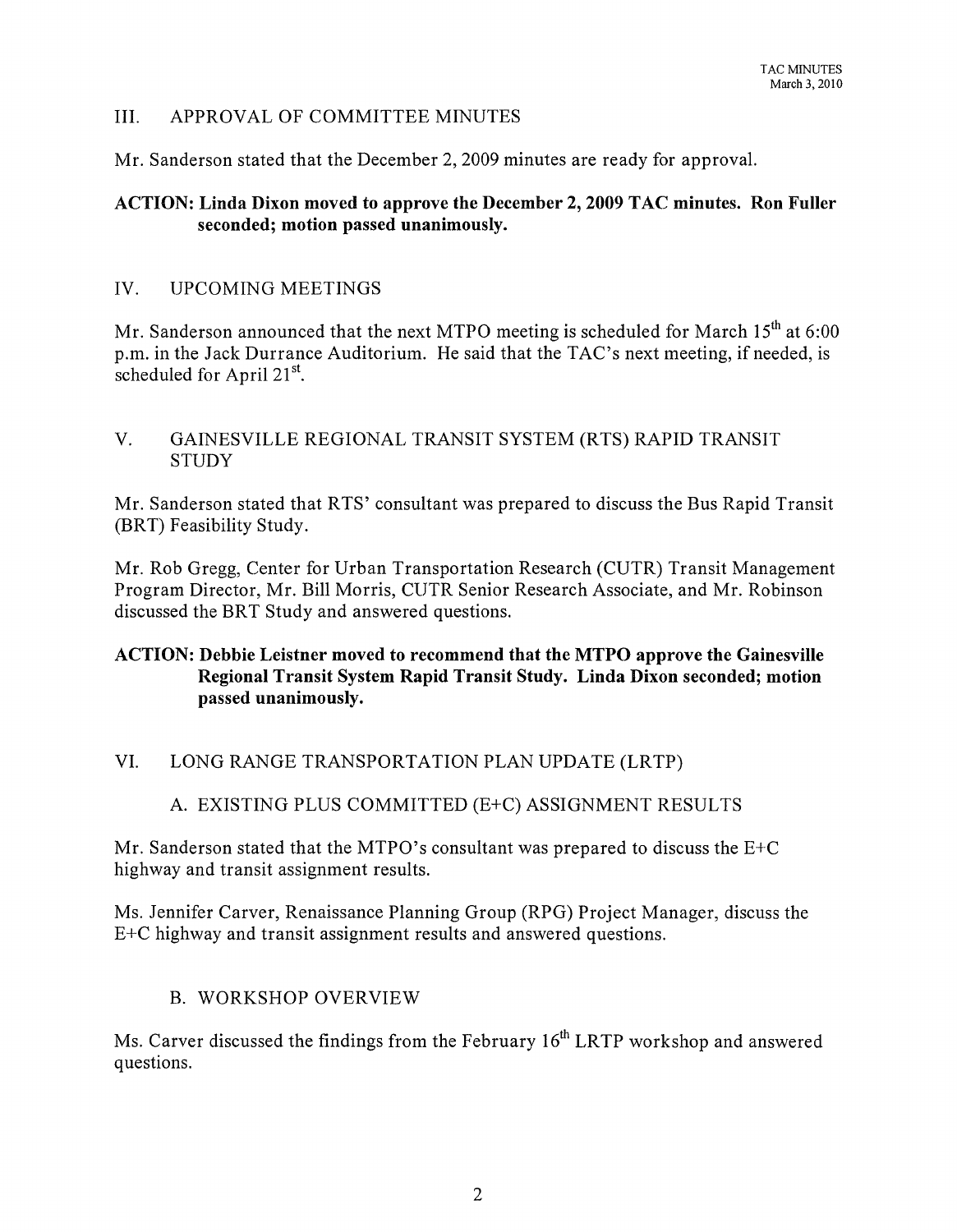## III. APPROVAL OF COMMITTEE MINUTES

Mr. Sanderson stated that the December 2, 2009 minutes are ready for approval.

**ACTION: Linda Dixon moved to approve the December 2, 2009 TAC minutes. Ron Fuller seconded; motion passed unanimously.**

## IV. UPCOMING MEETINGS

Mr. Sanderson announced that the next MTPO meeting is scheduled for March 15th at 6:00 p.m. in the Jack Durrance Auditorium. He said that the TAC's next meeting, if needed, is scheduled for April 21st.

## V. GAINESVILLE REGIONAL TRANSIT SYSTEM (RTS) RAPID TRANSIT STUDY

Mr. Sanderson stated that RTS' consultant was prepared to discuss the Bus Rapid Transit (BRT) Feasibility Study.

Mr. Rob Gregg, Center for Urban Transportation Research (CUTR) Transit Management Program Director, Mr. Bill Morris, CUTR Senior Research Associate, and Mr. Robinson discussed the BRT Study and answered questions.

**ACTION: Debbie Leistner moved to recommend that the MTPO approve the Gainesville Regional Transit System Rapid Transit Study. Linda Dixon seconded; motion passed unanimously.**

## VI. LONG RANGE TRANSPORTATION PLAN UPDATE (LRTP)

### A. EXISTING PLUS COMMITTED (E+C) ASSIGNMENT RESULTS

Mr. Sanderson stated that the MTPO's consultant was prepared to discuss the E+C highway and transit assignment results.

Ms. Jennifer Carver, Renaissance Planning Group (RPG) Project Manager, discuss the E+C highway and transit assignment results and answered questions.

### B. WORKSHOP OVERVIEW

Ms. Carver discussed the findings from the February 16th LRTP workshop and answered questions.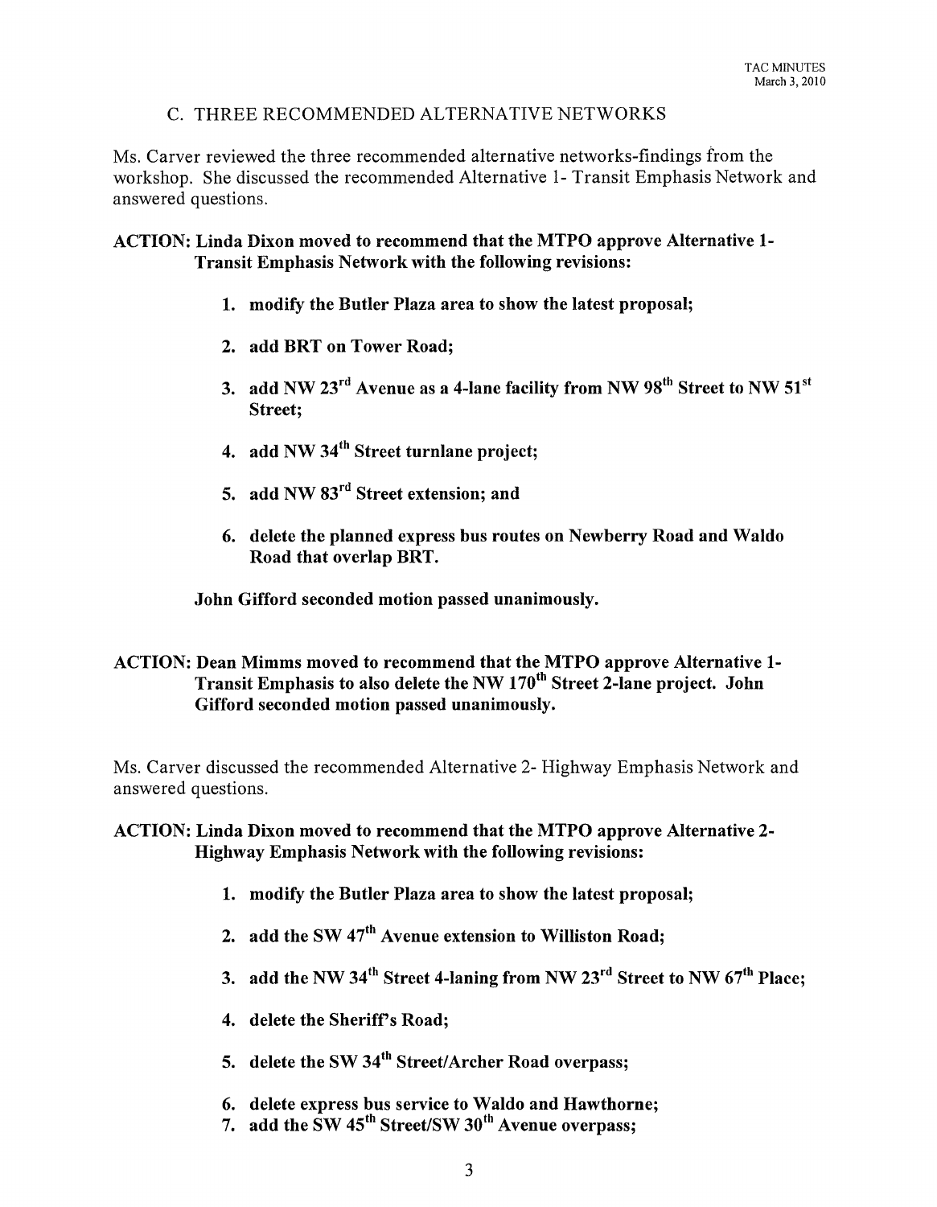## C. THREE RECOMMENDED ALTERNATIVE NETWORKS

Ms. Carver reviewed the three recommended alternative networks-findings from the workshop. She discussed the recommended Alternative 1- Transit Emphasis Network and answered questions.

**ACTION: Linda Dixon moved to recommend that the MTPO approve Alternative 1- Transit Emphasis Network with the following revisions:**

1. **modify the Butler Plaza area to show the latest proposal;**
2. **add BRT on Tower Road;**
3. **add NW 23rd Avenue as a 4-lane facility from NW 98th Street to NW 51st Street;**
4. **add NW 34th Street turnlane project;**
5. **add NW 83rd Street extension; and**
6. **delete the planned express bus routes on Newberry Road and Waldo Road that overlap BRT.**

**John Gifford seconded motion passed unanimously.**

**ACTION: Dean Mimms moved to recommend that the MTPO approve Alternative 1- Transit Emphasis to also delete the NW 170th Street 2-lane project. John Gifford seconded motion passed unanimously.**

Ms. Carver discussed the recommended Alternative 2- Highway Emphasis Network and answered questions.

**ACTION: Linda Dixon moved to recommend that the MTPO approve Alternative 2- Highway Emphasis Network with the following revisions:**

1. **modify the Butler Plaza area to show the latest proposal;**
2. **add the SW 47th Avenue extension to Williston Road;**
3. **add the NW 34th Street 4-laning from NW 23rd Street to NW 67th Place;**
4. **delete the Sheriff's Road;**
5. **delete the SW 34th Street/Archer Road overpass;**
6. **delete express bus service to Waldo and Hawthorne;**
7. **add the SW 45th Street/SW 30th Avenue overpass;**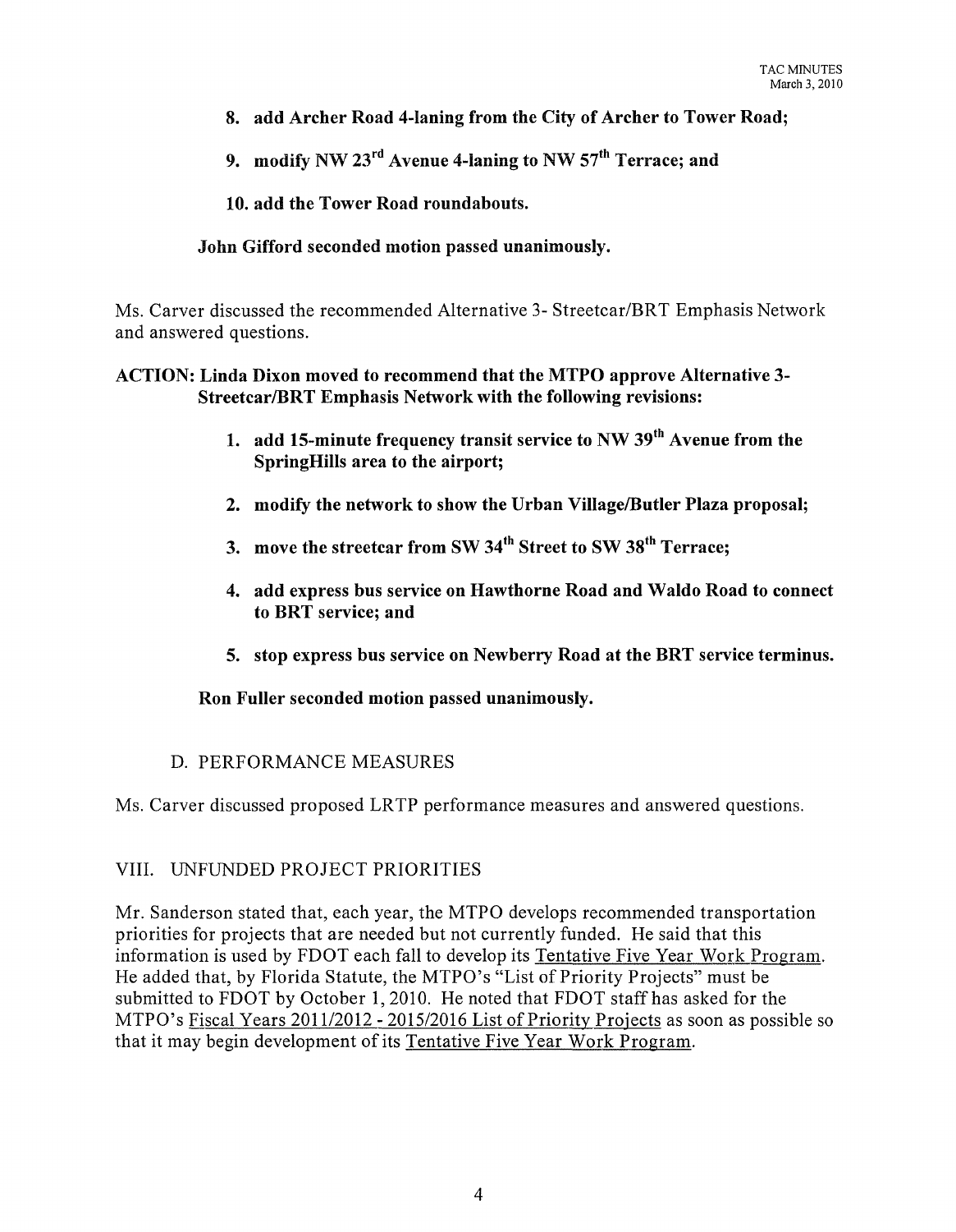8. **add Archer Road 4-laning from the City of Archer to Tower Road;**

9. **modify NW 23rd Avenue 4-laning to NW 57th Terrace; and**

10. **add the Tower Road roundabouts.**

**John Gifford seconded motion passed unanimously.**

Ms. Carver discussed the recommended Alternative 3- Streetcar/BRT Emphasis Network and answered questions.

**ACTION: Linda Dixon moved to recommend that the MTPO approve Alternative 3- Streetcar/BRT Emphasis Network with the following revisions:**

1. **add 15-minute frequency transit service to NW 39th Avenue from the SpringHills area to the airport;**

2. **modify the network to show the Urban Village/Butler Plaza proposal;**

3. **move the streetcar from SW 34th Street to SW 38th Terrace;**

4. **add express bus service on Hawthorne Road and Waldo Road to connect to BRT service; and**

5. **stop express bus service on Newberry Road at the BRT service terminus.**

**Ron Fuller seconded motion passed unanimously.**

D. PERFORMANCE MEASURES

Ms. Carver discussed proposed LRTP performance measures and answered questions.

## VIII. UNFUNDED PROJECT PRIORITIES

Mr. Sanderson stated that, each year, the MTPO develops recommended transportation priorities for projects that are needed but not currently funded. He said that this information is used by FDOT each fall to develop its Tentative Five Year Work Program. He added that, by Florida Statute, the MTPO's "List of Priority Projects" must be submitted to FDOT by October 1, 2010. He noted that FDOT staff has asked for the MTPO's Fiscal Years 2011/2012 - 2015/2016 List of Priority Projects as soon as possible so that it may begin development of its Tentative Five Year Work Program.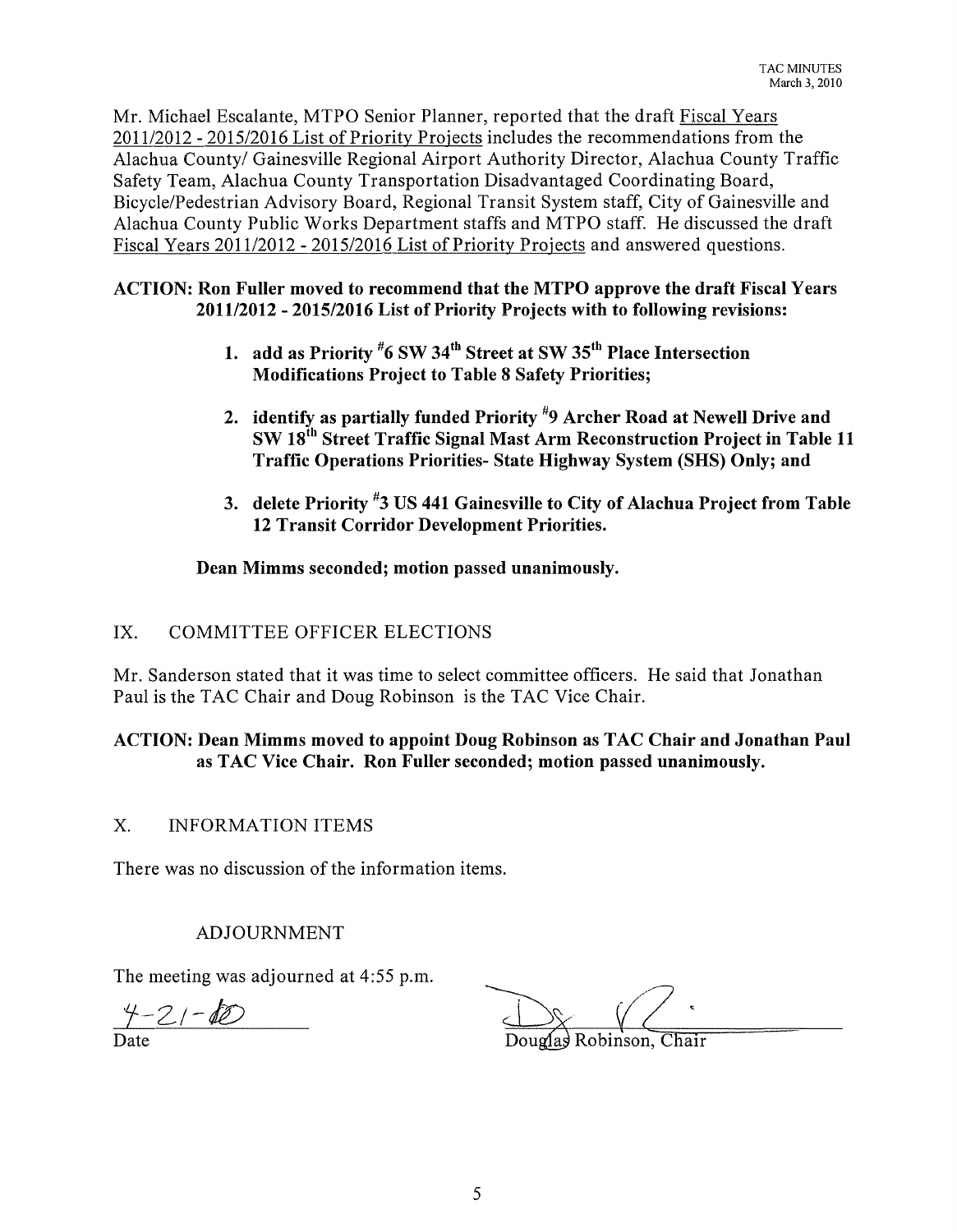Mr. Michael Escalante, MTPO Senior Planner, reported that the draft Fiscal Years 2011/2012 - 2015/2016 List of Priority Projects includes the recommendations from the Alachua County/ Gainesville Regional Airport Authority Director, Alachua County Traffic Safety Team, Alachua County Transportation Disadvantaged Coordinating Board, Bicycle/Pedestrian Advisory Board, Regional Transit System staff, City of Gainesville and Alachua County Public Works Department staffs and MTPO staff. He discussed the draft Fiscal Years 2011/2012 - 2015/2016 List of Priority Projects and answered questions.

**ACTION: Ron Fuller moved to recommend that the MTPO approve the draft Fiscal Years 2011/2012 - 2015/2016 List of Priority Projects with to following revisions:**

1. **add as Priority #6 SW 34th Street at SW 35th Place Intersection Modifications Project to Table 8 Safety Priorities;**
2. **identify as partially funded Priority #9 Archer Road at Newell Drive and SW 18th Street Traffic Signal Mast Arm Reconstruction Project in Table 11 Traffic Operations Priorities- State Highway System (SHS) Only; and**
3. **delete Priority #3 US 441 Gainesville to City of Alachua Project from Table 12 Transit Corridor Development Priorities.**

**Dean Mimms seconded; motion passed unanimously.**

## IX. COMMITTEE OFFICER ELECTIONS

Mr. Sanderson stated that it was time to select committee officers. He said that Jonathan Paul is the TAC Chair and Doug Robinson is the TAC Vice Chair.

**ACTION: Dean Mimms moved to appoint Doug Robinson as TAC Chair and Jonathan Paul as TAC Vice Chair. Ron Fuller seconded; motion passed unanimously.**

## X. INFORMATION ITEMS

There was no discussion of the information items.

## ADJOURNMENT

The meeting was adjourned at 4:55 p.m.

4-21-10
Date

Douglas Robinson, Chair